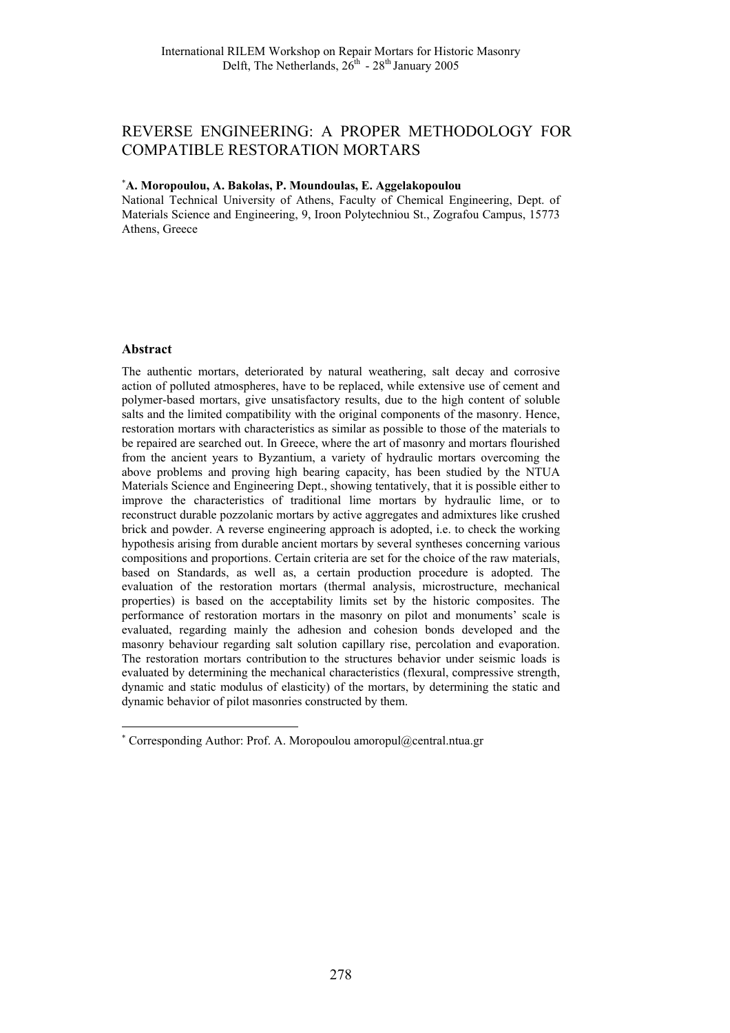# REVERSE ENGINEERING: A PROPER METHODOLOGY FOR COMPATIBLE RESTORATION MORTARS

**[*]A. Moropoulou, A. Bakolas, P. Moundoulas, E. Aggelakopoulou**

National Technical University of Athens, Faculty of Chemical Engineering, Dept. of Materials Science and Engineering, 9, Iroon Polytechniou St., Zografou Campus, 15773 Athens, Greece

## Abstract

The authentic mortars, deteriorated by natural weathering, salt decay and corrosive action of polluted atmospheres, have to be replaced, while extensive use of cement and polymer-based mortars, give unsatisfactory results, due to the high content of soluble salts and the limited compatibility with the original components of the masonry. Hence, restoration mortars with characteristics as similar as possible to those of the materials to be repaired are searched out. In Greece, where the art of masonry and mortars flourished from the ancient years to Byzantium, a variety of hydraulic mortars overcoming the above problems and proving high bearing capacity, has been studied by the NTUA Materials Science and Engineering Dept., showing tentatively, that it is possible either to improve the characteristics of traditional lime mortars by hydraulic lime, or to reconstruct durable pozzolanic mortars by active aggregates and admixtures like crushed brick and powder. A reverse engineering approach is adopted, i.e. to check the working hypothesis arising from durable ancient mortars by several syntheses concerning various compositions and proportions. Certain criteria are set for the choice of the raw materials, based on Standards, as well as, a certain production procedure is adopted. The evaluation of the restoration mortars (thermal analysis, microstructure, mechanical properties) is based on the acceptability limits set by the historic composites. The performance of restoration mortars in the masonry on pilot and monuments' scale is evaluated, regarding mainly the adhesion and cohesion bonds developed and the masonry behaviour regarding salt solution capillary rise, percolation and evaporation. The restoration mortars contribution to the structures behavior under seismic loads is evaluated by determining the mechanical characteristics (flexural, compressive strength, dynamic and static modulus of elasticity) of the mortars, by determining the static and dynamic behavior of pilot masonries constructed by them.

---

[*] Corresponding Author: Prof. A. Moropoulou amoropul@central.ntua.gr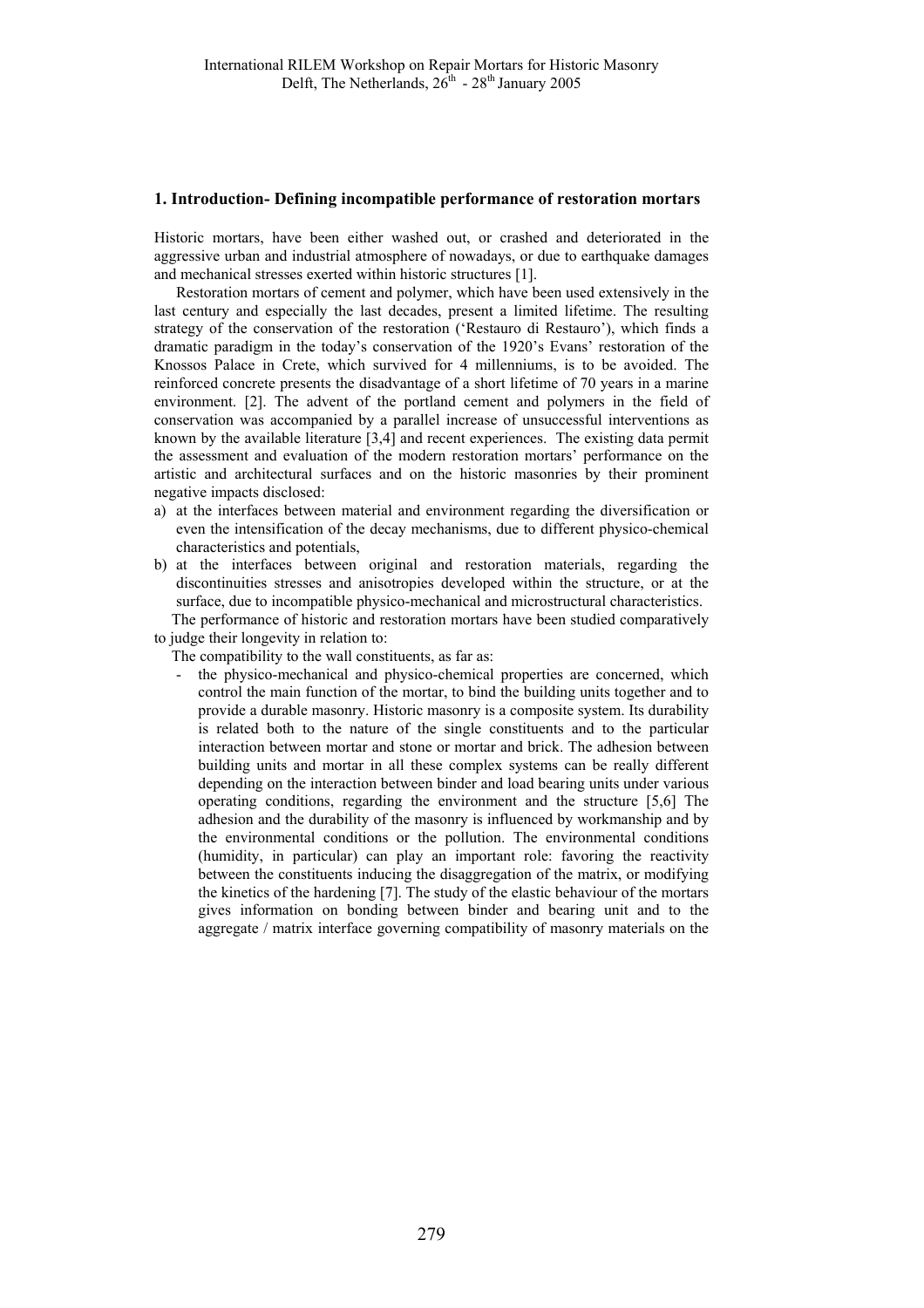## 1. Introduction- Defining incompatible performance of restoration mortars

Historic mortars, have been either washed out, or crashed and deteriorated in the aggressive urban and industrial atmosphere of nowadays, or due to earthquake damages and mechanical stresses exerted within historic structures [1].

Restoration mortars of cement and polymer, which have been used extensively in the last century and especially the last decades, present a limited lifetime. The resulting strategy of the conservation of the restoration ('Restauro di Restauro'), which finds a dramatic paradigm in the today's conservation of the 1920's Evans' restoration of the Knossos Palace in Crete, which survived for 4 millenniums, is to be avoided. The reinforced concrete presents the disadvantage of a short lifetime of 70 years in a marine environment. [2]. The advent of the portland cement and polymers in the field of conservation was accompanied by a parallel increase of unsuccessful interventions as known by the available literature [3,4] and recent experiences. The existing data permit the assessment and evaluation of the modern restoration mortars' performance on the artistic and architectural surfaces and on the historic masonries by their prominent negative impacts disclosed:

a) at the interfaces between material and environment regarding the diversification or even the intensification of the decay mechanisms, due to different physico-chemical characteristics and potentials,
b) at the interfaces between original and restoration materials, regarding the discontinuities stresses and anisotropies developed within the structure, or at the surface, due to incompatible physico-mechanical and microstructural characteristics.

The performance of historic and restoration mortars have been studied comparatively to judge their longevity in relation to:

The compatibility to the wall constituents, as far as:

- the physico-mechanical and physico-chemical properties are concerned, which control the main function of the mortar, to bind the building units together and to provide a durable masonry. Historic masonry is a composite system. Its durability is related both to the nature of the single constituents and to the particular interaction between mortar and stone or mortar and brick. The adhesion between building units and mortar in all these complex systems can be really different depending on the interaction between binder and load bearing units under various operating conditions, regarding the environment and the structure [5,6] The adhesion and the durability of the masonry is influenced by workmanship and by the environmental conditions or the pollution. The environmental conditions (humidity, in particular) can play an important role: favoring the reactivity between the constituents inducing the disaggregation of the matrix, or modifying the kinetics of the hardening [7]. The study of the elastic behaviour of the mortars gives information on bonding between binder and bearing unit and to the aggregate / matrix interface governing compatibility of masonry materials on the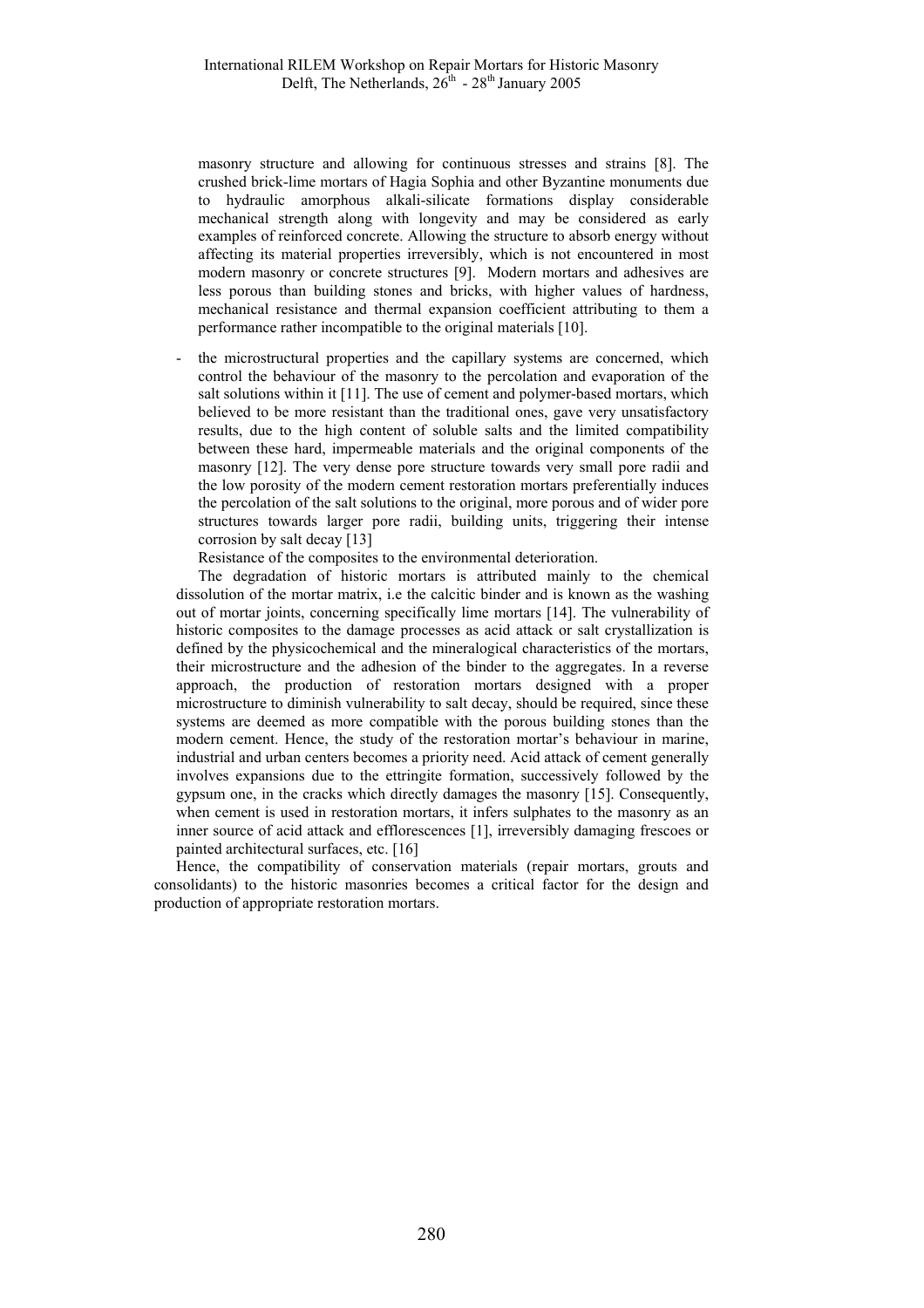masonry structure and allowing for continuous stresses and strains [8]. The crushed brick-lime mortars of Hagia Sophia and other Byzantine monuments due to hydraulic amorphous alkali-silicate formations display considerable mechanical strength along with longevity and may be considered as early examples of reinforced concrete. Allowing the structure to absorb energy without affecting its material properties irreversibly, which is not encountered in most modern masonry or concrete structures [9]. Modern mortars and adhesives are less porous than building stones and bricks, with higher values of hardness, mechanical resistance and thermal expansion coefficient attributing to them a performance rather incompatible to the original materials [10].

- the microstructural properties and the capillary systems are concerned, which control the behaviour of the masonry to the percolation and evaporation of the salt solutions within it [11]. The use of cement and polymer-based mortars, which believed to be more resistant than the traditional ones, gave very unsatisfactory results, due to the high content of soluble salts and the limited compatibility between these hard, impermeable materials and the original components of the masonry [12]. The very dense pore structure towards very small pore radii and the low porosity of the modern cement restoration mortars preferentially induces the percolation of the salt solutions to the original, more porous and of wider pore structures towards larger pore radii, building units, triggering their intense corrosion by salt decay [13]

Resistance of the composites to the environmental deterioration.

The degradation of historic mortars is attributed mainly to the chemical dissolution of the mortar matrix, i.e the calcitic binder and is known as the washing out of mortar joints, concerning specifically lime mortars [14]. The vulnerability of historic composites to the damage processes as acid attack or salt crystallization is defined by the physicochemical and the mineralogical characteristics of the mortars, their microstructure and the adhesion of the binder to the aggregates. In a reverse approach, the production of restoration mortars designed with a proper microstructure to diminish vulnerability to salt decay, should be required, since these systems are deemed as more compatible with the porous building stones than the modern cement. Hence, the study of the restoration mortar's behaviour in marine, industrial and urban centers becomes a priority need. Acid attack of cement generally involves expansions due to the ettringite formation, successively followed by the gypsum one, in the cracks which directly damages the masonry [15]. Consequently, when cement is used in restoration mortars, it infers sulphates to the masonry as an inner source of acid attack and efflorescences [1], irreversibly damaging frescoes or painted architectural surfaces, etc. [16]

Hence, the compatibility of conservation materials (repair mortars, grouts and consolidants) to the historic masonries becomes a critical factor for the design and production of appropriate restoration mortars.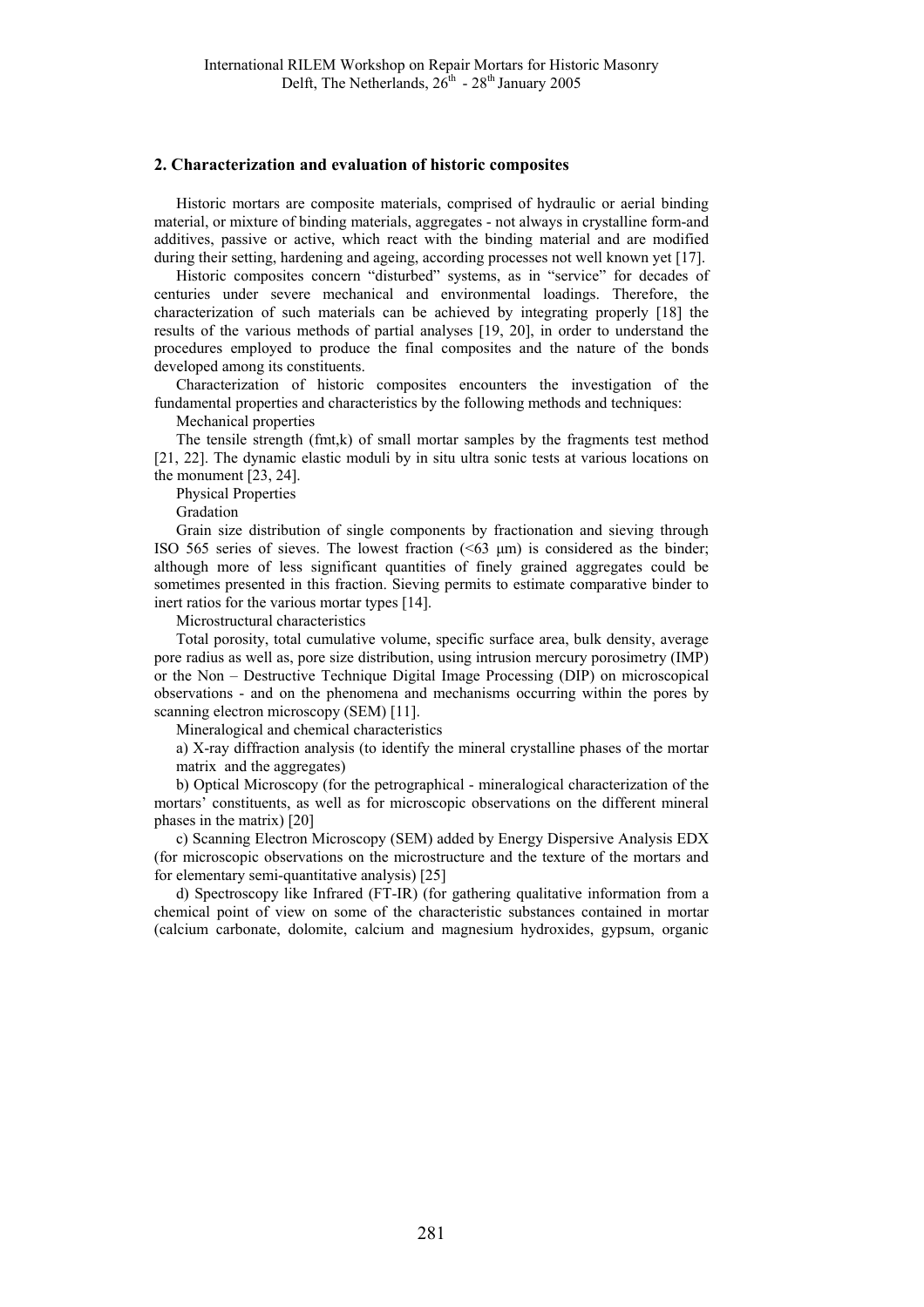## 2. Characterization and evaluation of historic composites

Historic mortars are composite materials, comprised of hydraulic or aerial binding material, or mixture of binding materials, aggregates - not always in crystalline form-and additives, passive or active, which react with the binding material and are modified during their setting, hardening and ageing, according processes not well known yet [17].

Historic composites concern "disturbed" systems, as in "service" for decades of centuries under severe mechanical and environmental loadings. Therefore, the characterization of such materials can be achieved by integrating properly [18] the results of the various methods of partial analyses [19, 20], in order to understand the procedures employed to produce the final composites and the nature of the bonds developed among its constituents.

Characterization of historic composites encounters the investigation of the fundamental properties and characteristics by the following methods and techniques:

Mechanical properties

The tensile strength (fmt,k) of small mortar samples by the fragments test method [21, 22]. The dynamic elastic moduli by in situ ultra sonic tests at various locations on the monument [23, 24].

Physical Properties

Gradation

Grain size distribution of single components by fractionation and sieving through ISO 565 series of sieves. The lowest fraction (<63 μm) is considered as the binder; although more of less significant quantities of finely grained aggregates could be sometimes presented in this fraction. Sieving permits to estimate comparative binder to inert ratios for the various mortar types [14].

Microstructural characteristics

Total porosity, total cumulative volume, specific surface area, bulk density, average pore radius as well as, pore size distribution, using intrusion mercury porosimetry (IMP) or the Non – Destructive Technique Digital Image Processing (DIP) on microscopical observations - and on the phenomena and mechanisms occurring within the pores by scanning electron microscopy (SEM) [11].

Mineralogical and chemical characteristics

a) X-ray diffraction analysis (to identify the mineral crystalline phases of the mortar matrix and the aggregates)

b) Optical Microscopy (for the petrographical - mineralogical characterization of the mortars' constituents, as well as for microscopic observations on the different mineral phases in the matrix) [20]

c) Scanning Electron Microscopy (SEM) added by Energy Dispersive Analysis EDX (for microscopic observations on the microstructure and the texture of the mortars and for elementary semi-quantitative analysis) [25]

d) Spectroscopy like Infrared (FT-IR) (for gathering qualitative information from a chemical point of view on some of the characteristic substances contained in mortar (calcium carbonate, dolomite, calcium and magnesium hydroxides, gypsum, organic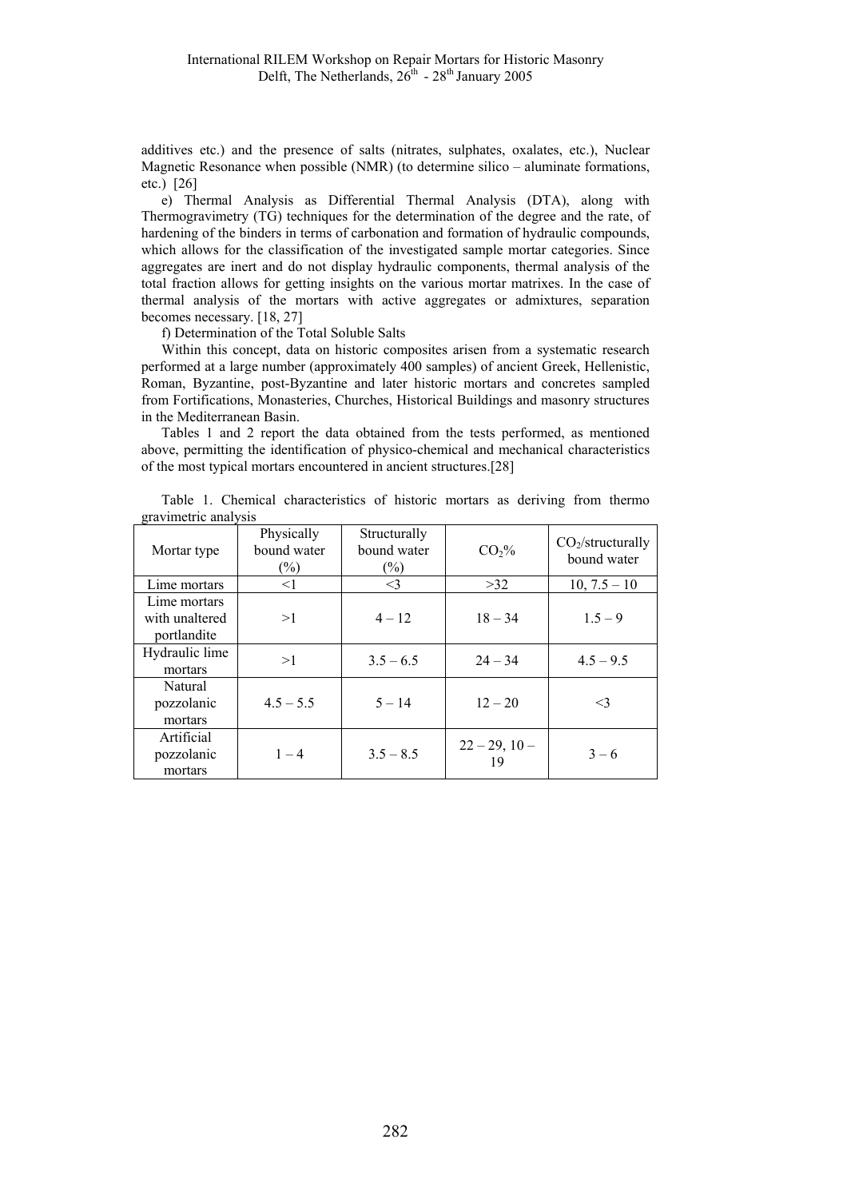additives etc.) and the presence of salts (nitrates, sulphates, oxalates, etc.), Nuclear Magnetic Resonance when possible (NMR) (to determine silico – aluminate formations, etc.) [26]

e) Thermal Analysis as Differential Thermal Analysis (DTA), along with Thermogravimetry (TG) techniques for the determination of the degree and the rate, of hardening of the binders in terms of carbonation and formation of hydraulic compounds, which allows for the classification of the investigated sample mortar categories. Since aggregates are inert and do not display hydraulic components, thermal analysis of the total fraction allows for getting insights on the various mortar matrixes. In the case of thermal analysis of the mortars with active aggregates or admixtures, separation becomes necessary. [18, 27]

f) Determination of the Total Soluble Salts

Within this concept, data on historic composites arisen from a systematic research performed at a large number (approximately 400 samples) of ancient Greek, Hellenistic, Roman, Byzantine, post-Byzantine and later historic mortars and concretes sampled from Fortifications, Monasteries, Churches, Historical Buildings and masonry structures in the Mediterranean Basin.

Tables 1 and 2 report the data obtained from the tests performed, as mentioned above, permitting the identification of physico-chemical and mechanical characteristics of the most typical mortars encountered in ancient structures.[28]

Table 1. Chemical characteristics of historic mortars as deriving from thermo gravimetric analysis

| Mortar type | Physically bound water (%) | Structurally bound water (%) | $CO_2$% | $CO_2$/structurally bound water |
|---|---|---|---|---|
| Lime mortars | <1 | <3 | >32 | 10, 7.5 – 10 |
| Lime mortars with unaltered portlandite | >1 | 4 – 12 | 18 – 34 | 1.5 – 9 |
| Hydraulic lime mortars | >1 | 3.5 – 6.5 | 24 – 34 | 4.5 – 9.5 |
| Natural pozzolanic mortars | 4.5 – 5.5 | 5 – 14 | 12 – 20 | <3 |
| Artificial pozzolanic mortars | 1 – 4 | 3.5 – 8.5 | 22 – 29, 10 – 19 | 3 – 6 |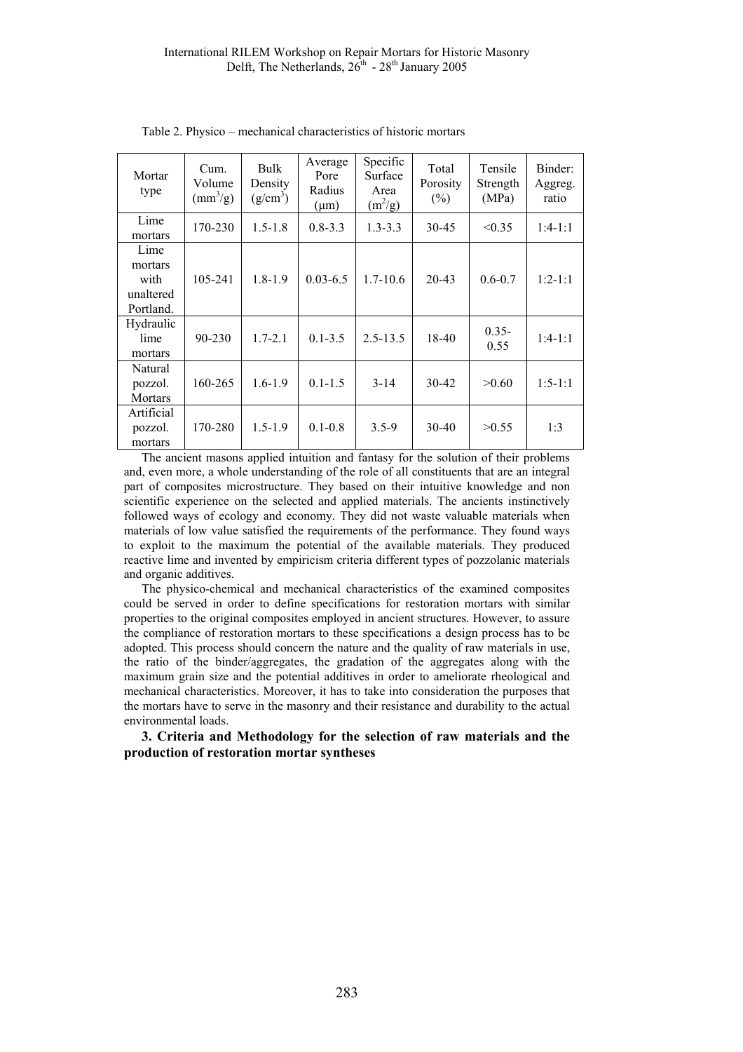Table 2. Physico – mechanical characteristics of historic mortars

| Mortar type | Cum. Volume ($mm^3$/g) | Bulk Density (g/$cm^3$) | Average Pore Radius (μm) | Specific Surface Area ($m^2$/g) | Total Porosity (%) | Tensile Strength (MPa) | Binder: Aggreg. ratio |
|---|---|---|---|---|---|---|---|
| Lime mortars | 170-230 | 1.5-1.8 | 0.8-3.3 | 1.3-3.3 | 30-45 | <0.35 | 1:4-1:1 |
| Lime mortars with unaltered Portland. | 105-241 | 1.8-1.9 | 0.03-6.5 | 1.7-10.6 | 20-43 | 0.6-0.7 | 1:2-1:1 |
| Hydraulic lime mortars | 90-230 | 1.7-2.1 | 0.1-3.5 | 2.5-13.5 | 18-40 | 0.35-0.55 | 1:4-1:1 |
| Natural pozzol. Mortars | 160-265 | 1.6-1.9 | 0.1-1.5 | 3-14 | 30-42 | >0.60 | 1:5-1:1 |
| Artificial pozzol. mortars | 170-280 | 1.5-1.9 | 0.1-0.8 | 3.5-9 | 30-40 | >0.55 | 1:3 |

The ancient masons applied intuition and fantasy for the solution of their problems and, even more, a whole understanding of the role of all constituents that are an integral part of composites microstructure. They based on their intuitive knowledge and non scientific experience on the selected and applied materials. The ancients instinctively followed ways of ecology and economy. They did not waste valuable materials when materials of low value satisfied the requirements of the performance. They found ways to exploit to the maximum the potential of the available materials. They produced reactive lime and invented by empiricism criteria different types of pozzolanic materials and organic additives.

The physico-chemical and mechanical characteristics of the examined composites could be served in order to define specifications for restoration mortars with similar properties to the original composites employed in ancient structures. However, to assure the compliance of restoration mortars to these specifications a design process has to be adopted. This process should concern the nature and the quality of raw materials in use, the ratio of the binder/aggregates, the gradation of the aggregates along with the maximum grain size and the potential additives in order to ameliorate rheological and mechanical characteristics. Moreover, it has to take into consideration the purposes that the mortars have to serve in the masonry and their resistance and durability to the actual environmental loads.

## 3. Criteria and Methodology for the selection of raw materials and the production of restoration mortar syntheses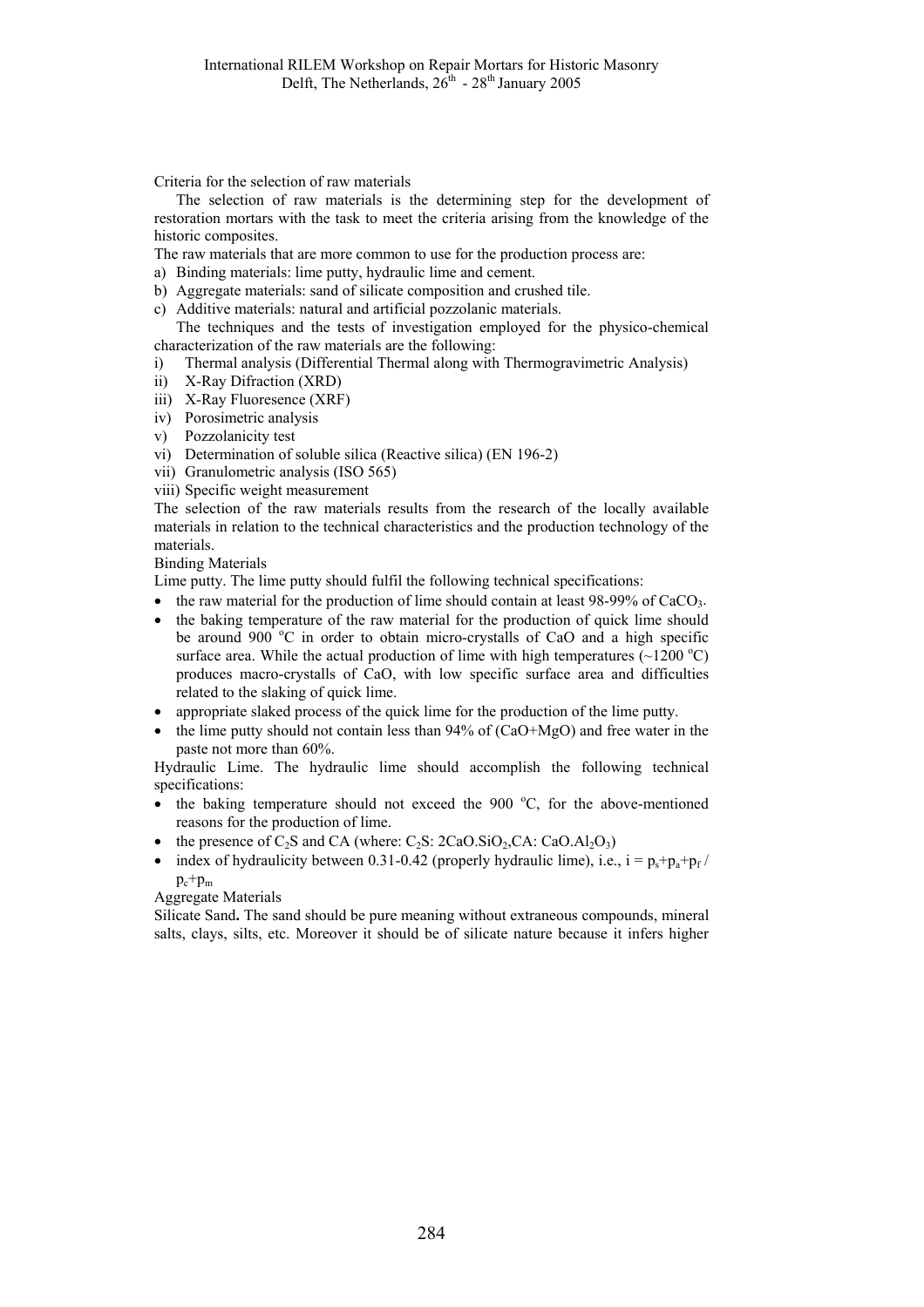Criteria for the selection of raw materials

The selection of raw materials is the determining step for the development of restoration mortars with the task to meet the criteria arising from the knowledge of the historic composites.

The raw materials that are more common to use for the production process are:

a) Binding materials: lime putty, hydraulic lime and cement.
b) Aggregate materials: sand of silicate composition and crushed tile.
c) Additive materials: natural and artificial pozzolanic materials.

The techniques and the tests of investigation employed for the physico-chemical characterization of the raw materials are the following:

i) Thermal analysis (Differential Thermal along with Thermogravimetric Analysis)
ii) X-Ray Difraction (XRD)
iii) X-Ray Fluoresence (XRF)
iv) Porosimetric analysis
v) Pozzolanicity test
vi) Determination of soluble silica (Reactive silica) (EN 196-2)
vii) Granulometric analysis (ISO 565)
viii) Specific weight measurement

The selection of the raw materials results from the research of the locally available materials in relation to the technical characteristics and the production technology of the materials.

Binding Materials

Lime putty. The lime putty should fulfil the following technical specifications:

- the raw material for the production of lime should contain at least 98-99% of $CaCO_3$.
- the baking temperature of the raw material for the production of quick lime should be around 900 $^oC$ in order to obtain micro-crystalls of CaO and a high specific surface area. While the actual production of lime with high temperatures (~1200 $^oC$) produces macro-crystalls of CaO, with low specific surface area and difficulties related to the slaking of quick lime.
- appropriate slaked process of the quick lime for the production of the lime putty.
- the lime putty should not contain less than 94% of (CaO+MgO) and free water in the paste not more than 60%.

Hydraulic Lime. The hydraulic lime should accomplish the following technical specifications:

- the baking temperature should not exceed the 900 $^oC$, for the above-mentioned reasons for the production of lime.
- the presence of $C_2S$ and CA (where: $C_2S$: $2CaO.SiO_2$,CA: $CaO.Al_2O_3$)
- index of hydraulicity between 0.31-0.42 (properly hydraulic lime), i.e., $i = p_s+p_a+p_f / p_c+p_m$

Aggregate Materials

Silicate Sand**.** The sand should be pure meaning without extraneous compounds, mineral salts, clays, silts, etc. Moreover it should be of silicate nature because it infers higher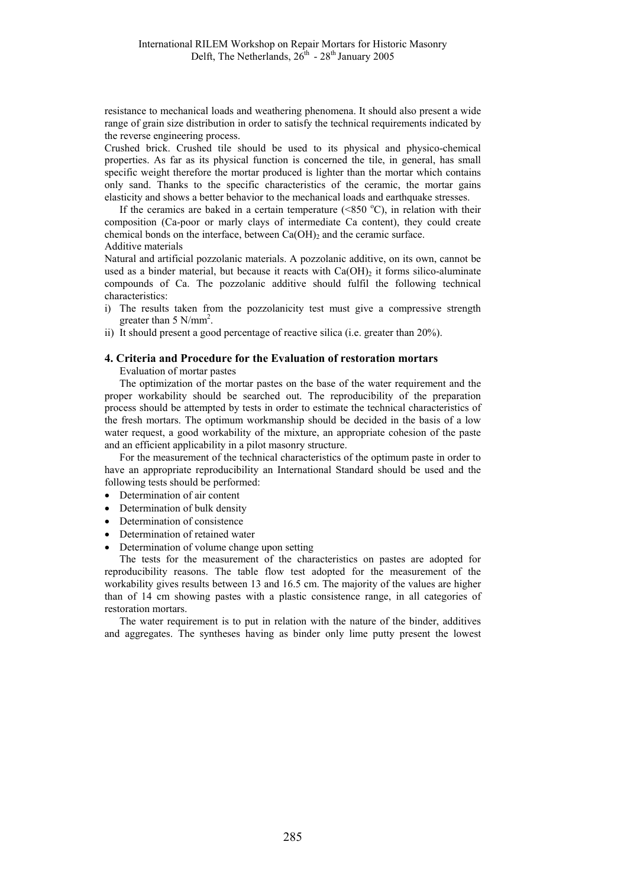resistance to mechanical loads and weathering phenomena. It should also present a wide range of grain size distribution in order to satisfy the technical requirements indicated by the reverse engineering process.

Crushed brick. Crushed tile should be used to its physical and physico-chemical properties. As far as its physical function is concerned the tile, in general, has small specific weight therefore the mortar produced is lighter than the mortar which contains only sand. Thanks to the specific characteristics of the ceramic, the mortar gains elasticity and shows a better behavior to the mechanical loads and earthquake stresses.

If the ceramics are baked in a certain temperature (<850 $^oC$), in relation with their composition (Ca-poor or marly clays of intermediate Ca content), they could create chemical bonds on the interface, between $Ca(OH)_2$ and the ceramic surface.

Additive materials

Natural and artificial pozzolanic materials. A pozzolanic additive, on its own, cannot be used as a binder material, but because it reacts with $Ca(OH)_2$ it forms silico-aluminate compounds of Ca. The pozzolanic additive should fulfil the following technical characteristics:

i) The results taken from the pozzolanicity test must give a compressive strength greater than 5 $N/mm^2$.
ii) It should present a good percentage of reactive silica (i.e. greater than 20%).

## 4. Criteria and Procedure for the Evaluation of restoration mortars

Evaluation of mortar pastes

The optimization of the mortar pastes on the base of the water requirement and the proper workability should be searched out. The reproducibility of the preparation process should be attempted by tests in order to estimate the technical characteristics of the fresh mortars. The optimum workmanship should be decided in the basis of a low water request, a good workability of the mixture, an appropriate cohesion of the paste and an efficient applicability in a pilot masonry structure.

For the measurement of the technical characteristics of the optimum paste in order to have an appropriate reproducibility an International Standard should be used and the following tests should be performed:

- Determination of air content
- Determination of bulk density
- Determination of consistence
- Determination of retained water
- Determination of volume change upon setting

The tests for the measurement of the characteristics on pastes are adopted for reproducibility reasons. The table flow test adopted for the measurement of the workability gives results between 13 and 16.5 cm. The majority of the values are higher than of 14 cm showing pastes with a plastic consistence range, in all categories of restoration mortars.

The water requirement is to put in relation with the nature of the binder, additives and aggregates. The syntheses having as binder only lime putty present the lowest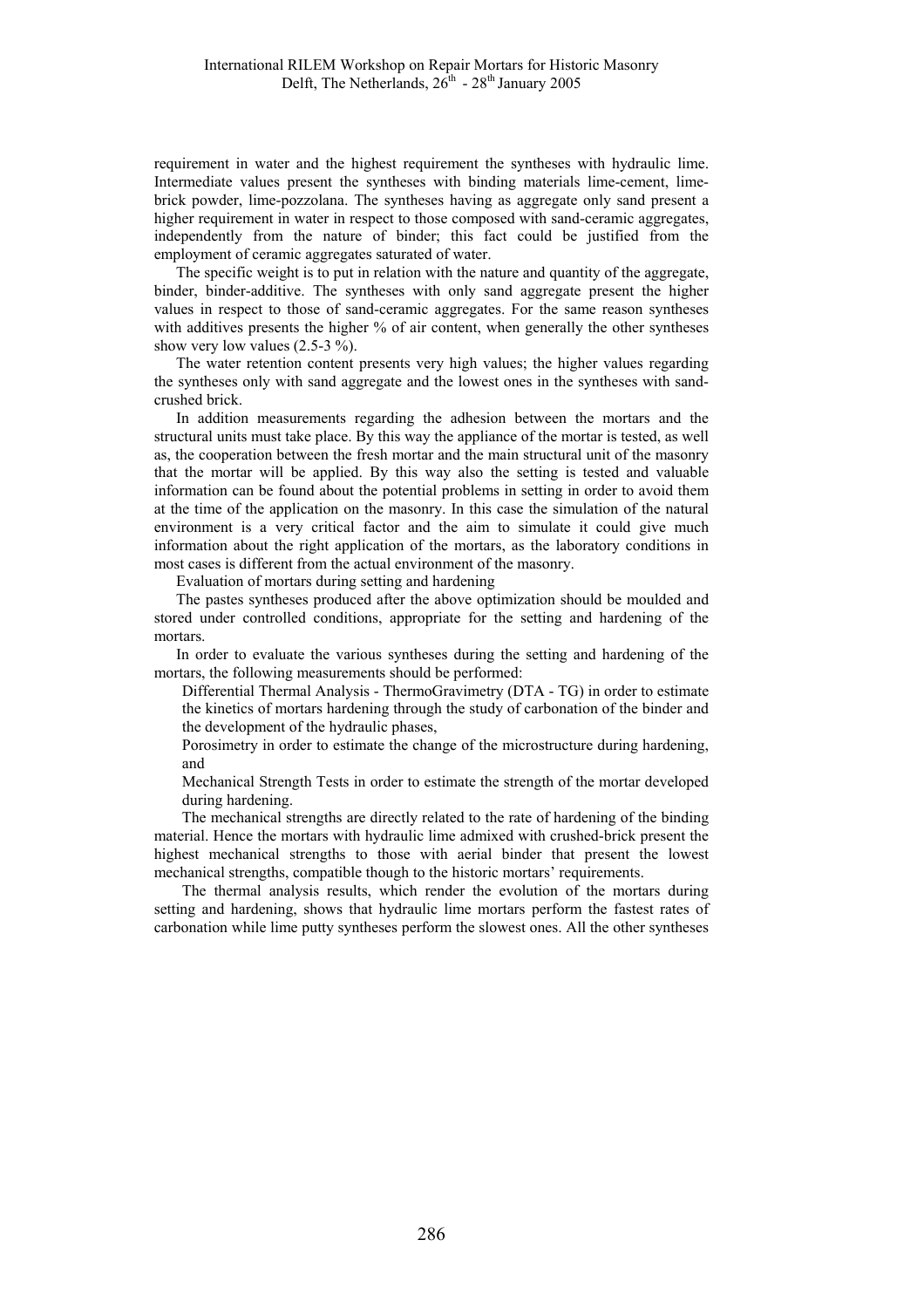requirement in water and the highest requirement the syntheses with hydraulic lime. Intermediate values present the syntheses with binding materials lime-cement, lime-brick powder, lime-pozzolana. The syntheses having as aggregate only sand present a higher requirement in water in respect to those composed with sand-ceramic aggregates, independently from the nature of binder; this fact could be justified from the employment of ceramic aggregates saturated of water.

The specific weight is to put in relation with the nature and quantity of the aggregate, binder, binder-additive. The syntheses with only sand aggregate present the higher values in respect to those of sand-ceramic aggregates. For the same reason syntheses with additives presents the higher % of air content, when generally the other syntheses show very low values (2.5-3 %).

The water retention content presents very high values; the higher values regarding the syntheses only with sand aggregate and the lowest ones in the syntheses with sand-crushed brick.

In addition measurements regarding the adhesion between the mortars and the structural units must take place. By this way the appliance of the mortar is tested, as well as, the cooperation between the fresh mortar and the main structural unit of the masonry that the mortar will be applied. By this way also the setting is tested and valuable information can be found about the potential problems in setting in order to avoid them at the time of the application on the masonry. In this case the simulation of the natural environment is a very critical factor and the aim to simulate it could give much information about the right application of the mortars, as the laboratory conditions in most cases is different from the actual environment of the masonry.

Evaluation of mortars during setting and hardening

The pastes syntheses produced after the above optimization should be moulded and stored under controlled conditions, appropriate for the setting and hardening of the mortars.

In order to evaluate the various syntheses during the setting and hardening of the mortars, the following measurements should be performed:

- Differential Thermal Analysis - ThermoGravimetry (DTA - TG) in order to estimate the kinetics of mortars hardening through the study of carbonation of the binder and the development of the hydraulic phases,
- Porosimetry in order to estimate the change of the microstructure during hardening, and
- Mechanical Strength Tests in order to estimate the strength of the mortar developed during hardening.

The mechanical strengths are directly related to the rate of hardening of the binding material. Hence the mortars with hydraulic lime admixed with crushed-brick present the highest mechanical strengths to those with aerial binder that present the lowest mechanical strengths, compatible though to the historic mortars' requirements.

The thermal analysis results, which render the evolution of the mortars during setting and hardening, shows that hydraulic lime mortars perform the fastest rates of carbonation while lime putty syntheses perform the slowest ones. All the other syntheses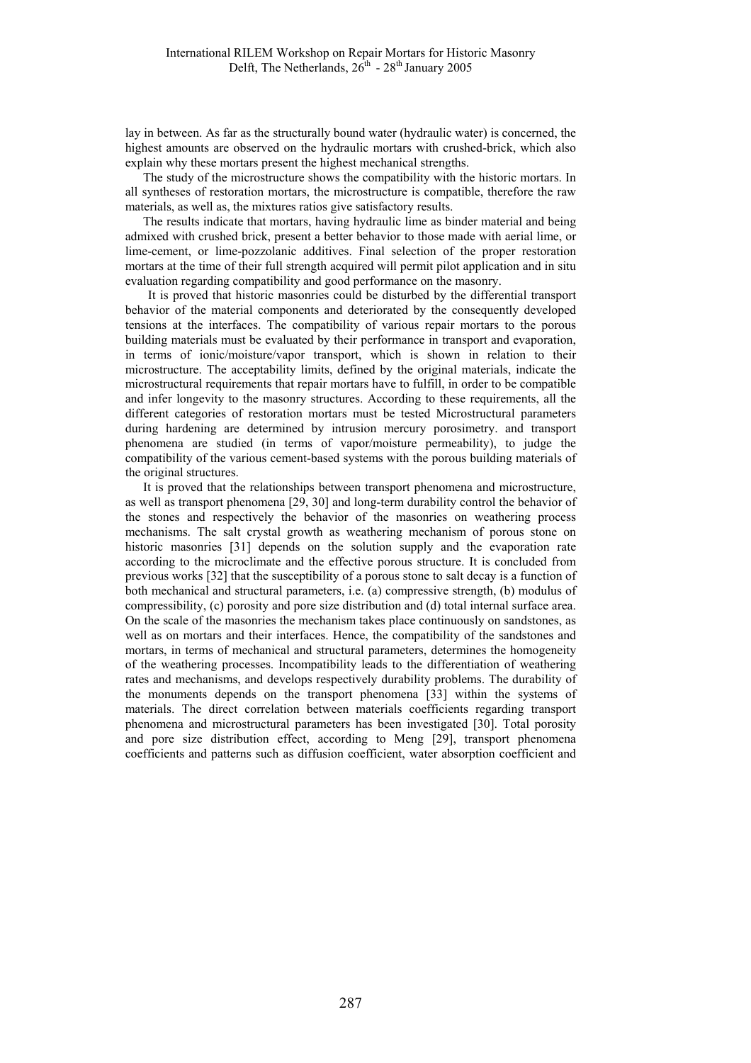lay in between. As far as the structurally bound water (hydraulic water) is concerned, the highest amounts are observed on the hydraulic mortars with crushed-brick, which also explain why these mortars present the highest mechanical strengths.

The study of the microstructure shows the compatibility with the historic mortars. In all syntheses of restoration mortars, the microstructure is compatible, therefore the raw materials, as well as, the mixtures ratios give satisfactory results.

The results indicate that mortars, having hydraulic lime as binder material and being admixed with crushed brick, present a better behavior to those made with aerial lime, or lime-cement, or lime-pozzolanic additives. Final selection of the proper restoration mortars at the time of their full strength acquired will permit pilot application and in situ evaluation regarding compatibility and good performance on the masonry.

It is proved that historic masonries could be disturbed by the differential transport behavior of the material components and deteriorated by the consequently developed tensions at the interfaces. The compatibility of various repair mortars to the porous building materials must be evaluated by their performance in transport and evaporation, in terms of ionic/moisture/vapor transport, which is shown in relation to their microstructure. The acceptability limits, defined by the original materials, indicate the microstructural requirements that repair mortars have to fulfill, in order to be compatible and infer longevity to the masonry structures. According to these requirements, all the different categories of restoration mortars must be tested Microstructural parameters during hardening are determined by intrusion mercury porosimetry. and transport phenomena are studied (in terms of vapor/moisture permeability), to judge the compatibility of the various cement-based systems with the porous building materials of the original structures.

It is proved that the relationships between transport phenomena and microstructure, as well as transport phenomena [29, 30] and long-term durability control the behavior of the stones and respectively the behavior of the masonries on weathering process mechanisms. The salt crystal growth as weathering mechanism of porous stone on historic masonries [31] depends on the solution supply and the evaporation rate according to the microclimate and the effective porous structure. It is concluded from previous works [32] that the susceptibility of a porous stone to salt decay is a function of both mechanical and structural parameters, i.e. (a) compressive strength, (b) modulus of compressibility, (c) porosity and pore size distribution and (d) total internal surface area. On the scale of the masonries the mechanism takes place continuously on sandstones, as well as on mortars and their interfaces. Hence, the compatibility of the sandstones and mortars, in terms of mechanical and structural parameters, determines the homogeneity of the weathering processes. Incompatibility leads to the differentiation of weathering rates and mechanisms, and develops respectively durability problems. The durability of the monuments depends on the transport phenomena [33] within the systems of materials. The direct correlation between materials coefficients regarding transport phenomena and microstructural parameters has been investigated [30]. Total porosity and pore size distribution effect, according to Meng [29], transport phenomena coefficients and patterns such as diffusion coefficient, water absorption coefficient and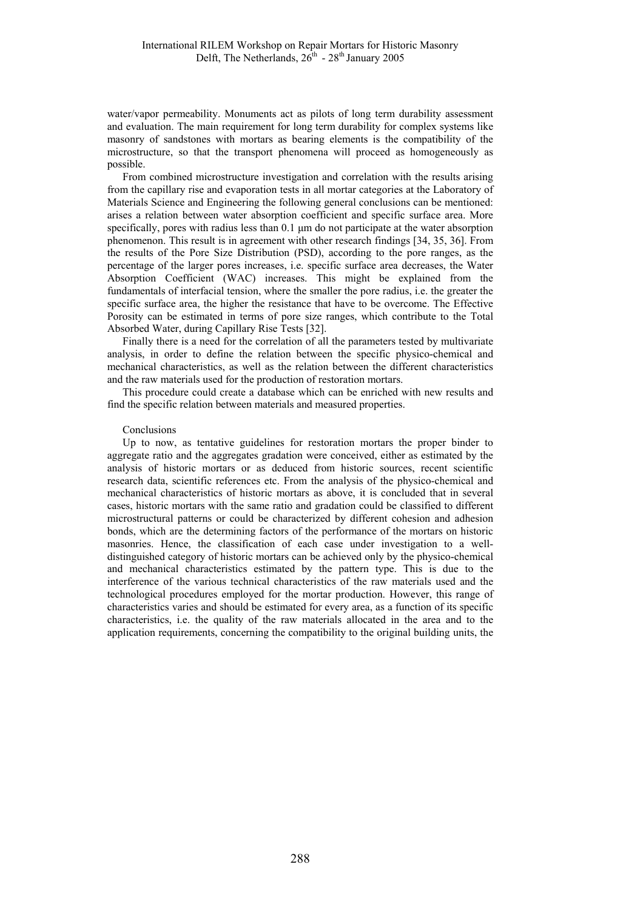water/vapor permeability. Monuments act as pilots of long term durability assessment and evaluation. The main requirement for long term durability for complex systems like masonry of sandstones with mortars as bearing elements is the compatibility of the microstructure, so that the transport phenomena will proceed as homogeneously as possible.

From combined microstructure investigation and correlation with the results arising from the capillary rise and evaporation tests in all mortar categories at the Laboratory of Materials Science and Engineering the following general conclusions can be mentioned: arises a relation between water absorption coefficient and specific surface area. More specifically, pores with radius less than 0.1 μm do not participate at the water absorption phenomenon. This result is in agreement with other research findings [34, 35, 36]. From the results of the Pore Size Distribution (PSD), according to the pore ranges, as the percentage of the larger pores increases, i.e. specific surface area decreases, the Water Absorption Coefficient (WAC) increases. This might be explained from the fundamentals of interfacial tension, where the smaller the pore radius, i.e. the greater the specific surface area, the higher the resistance that have to be overcome. The Effective Porosity can be estimated in terms of pore size ranges, which contribute to the Total Absorbed Water, during Capillary Rise Tests [32].

Finally there is a need for the correlation of all the parameters tested by multivariate analysis, in order to define the relation between the specific physico-chemical and mechanical characteristics, as well as the relation between the different characteristics and the raw materials used for the production of restoration mortars.

This procedure could create a database which can be enriched with new results and find the specific relation between materials and measured properties.

## Conclusions

Up to now, as tentative guidelines for restoration mortars the proper binder to aggregate ratio and the aggregates gradation were conceived, either as estimated by the analysis of historic mortars or as deduced from historic sources, recent scientific research data, scientific references etc. From the analysis of the physico-chemical and mechanical characteristics of historic mortars as above, it is concluded that in several cases, historic mortars with the same ratio and gradation could be classified to different microstructural patterns or could be characterized by different cohesion and adhesion bonds, which are the determining factors of the performance of the mortars on historic masonries. Hence, the classification of each case under investigation to a well-distinguished category of historic mortars can be achieved only by the physico-chemical and mechanical characteristics estimated by the pattern type. This is due to the interference of the various technical characteristics of the raw materials used and the technological procedures employed for the mortar production. However, this range of characteristics varies and should be estimated for every area, as a function of its specific characteristics, i.e. the quality of the raw materials allocated in the area and to the application requirements, concerning the compatibility to the original building units, the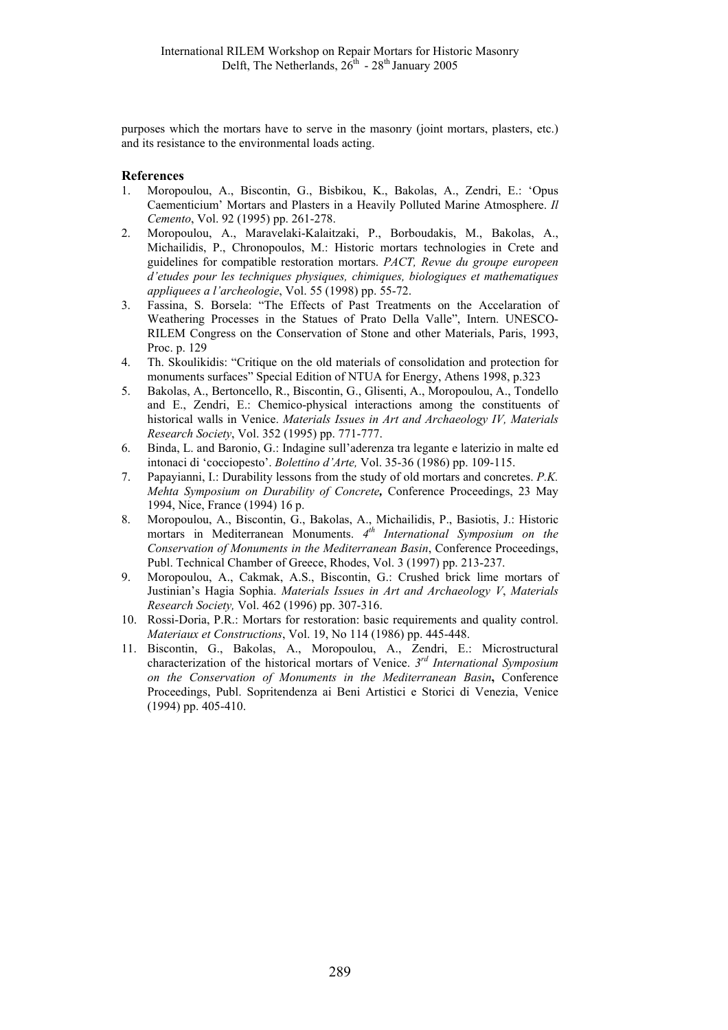purposes which the mortars have to serve in the masonry (joint mortars, plasters, etc.) and its resistance to the environmental loads acting.

## References

1. Moropoulou, A., Biscontin, G., Bisbikou, K., Bakolas, A., Zendri, E.: 'Opus Caementicium' Mortars and Plasters in a Heavily Polluted Marine Atmosphere. *Il Cemento*, Vol. 92 (1995) pp. 261-278.
2. Moropoulou, A., Maravelaki-Kalaitzaki, P., Borboudakis, M., Bakolas, A., Michailidis, P., Chronopoulos, M.: Historic mortars technologies in Crete and guidelines for compatible restoration mortars. *PACT, Revue du groupe europeen d'etudes pour les techniques physiques, chimiques, biologiques et mathematiques appliquees a l'archeologie*, Vol. 55 (1998) pp. 55-72.
3. Fassina, S. Borsela: "The Effects of Past Treatments on the Accelaration of Weathering Processes in the Statues of Prato Della Valle", Intern. UNESCO-RILEM Congress on the Conservation of Stone and other Materials, Paris, 1993, Proc. p. 129
4. Th. Skoulikidis: "Critique on the old materials of consolidation and protection for monuments surfaces" Special Edition of NTUA for Energy, Athens 1998, p.323
5. Bakolas, A., Bertoncello, R., Biscontin, G., Glisenti, A., Moropoulou, A., Tondello and E., Zendri, E.: Chemico-physical interactions among the constituents of historical walls in Venice. *Materials Issues in Art and Archaeology IV, Materials Research Society*, Vol. 352 (1995) pp. 771-777.
6. Binda, L. and Baronio, G.: Indagine sull'aderenza tra legante e laterizio in malte ed intonaci di 'cocciopesto'. *Bolettino d'Arte,* Vol. 35-36 (1986) pp. 109-115.
7. Papayianni, I.: Durability lessons from the study of old mortars and concretes. *P.K. Mehta Symposium on Durability of Concrete***,** Conference Proceedings, 23 May 1994, Nice, France (1994) 16 p.
8. Moropoulou, A., Biscontin, G., Bakolas, A., Michailidis, P., Basiotis, J.: Historic mortars in Mediterranean Monuments. *4th International Symposium on the Conservation of Monuments in the Mediterranean Basin*, Conference Proceedings, Publ. Technical Chamber of Greece, Rhodes, Vol. 3 (1997) pp. 213-237.
9. Moropoulou, A., Cakmak, A.S., Biscontin, G.: Crushed brick lime mortars of Justinian's Hagia Sophia. *Materials Issues in Art and Archaeology V*, *Materials Research Society,* Vol. 462 (1996) pp. 307-316.
10. Rossi-Doria, P.R.: Mortars for restoration: basic requirements and quality control. *Materiaux et Constructions*, Vol. 19, No 114 (1986) pp. 445-448.
11. Biscontin, G., Bakolas, A., Moropoulou, A., Zendri, E.: Microstructural characterization of the historical mortars of Venice. *3rd International Symposium on the Conservation of Monuments in the Mediterranean Basin***,** Conference Proceedings, Publ. Sopritendenza ai Beni Artistici e Storici di Venezia, Venice (1994) pp. 405-410.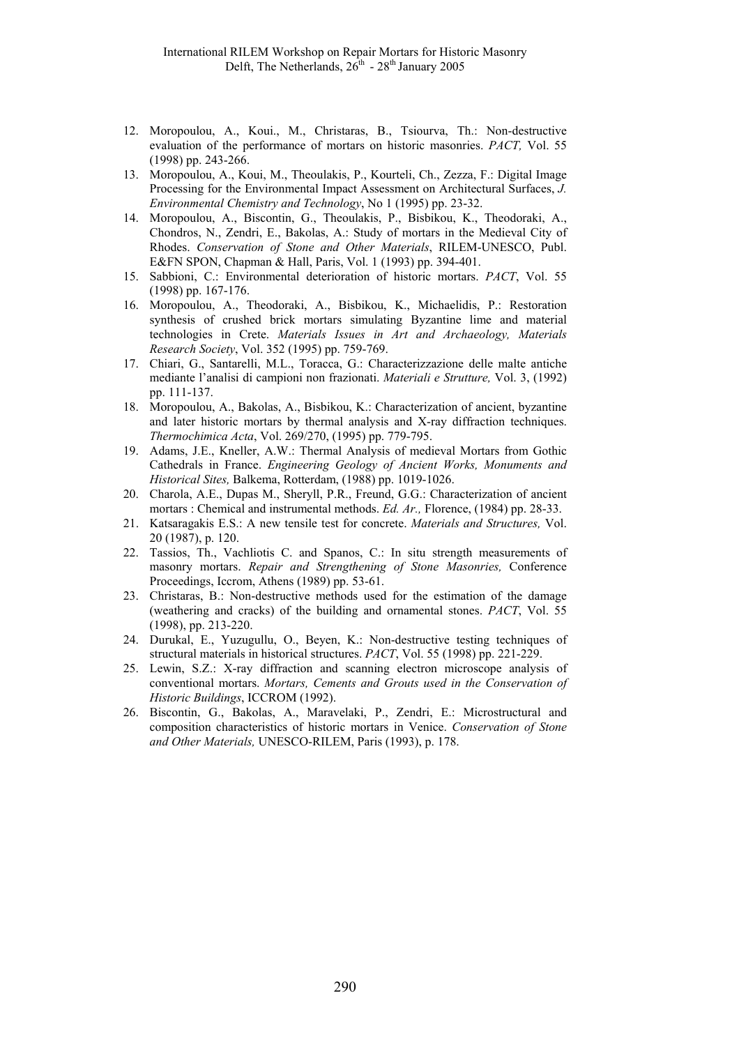12. Moropoulou, A., Koui., M., Christaras, B., Tsiourva, Th.: Non-destructive evaluation of the performance of mortars on historic masonries. *PACT,* Vol. 55 (1998) pp. 243-266.
13. Moropoulou, A., Koui, M., Theoulakis, P., Kourteli, Ch., Zezza, F.: Digital Image Processing for the Environmental Impact Assessment on Architectural Surfaces, *J. Environmental Chemistry and Technology*, No 1 (1995) pp. 23-32.
14. Moropoulou, A., Biscontin, G., Theoulakis, P., Bisbikou, K., Theodoraki, A., Chondros, N., Zendri, E., Bakolas, A.: Study of mortars in the Medieval City of Rhodes. *Conservation of Stone and Other Materials*, RILEM-UNESCO, Publ. E&FN SPON, Chapman & Hall, Paris, Vol. 1 (1993) pp. 394-401.
15. Sabbioni, C.: Environmental deterioration of historic mortars. *PACT*, Vol. 55 (1998) pp. 167-176.
16. Moropoulou, A., Theodoraki, A., Bisbikou, K., Michaelidis, P.: Restoration synthesis of crushed brick mortars simulating Byzantine lime and material technologies in Crete. *Materials Issues in Art and Archaeology, Materials Research Society*, Vol. 352 (1995) pp. 759-769.
17. Chiari, G., Santarelli, M.L., Toracca, G.: Characterizzazione delle malte antiche mediante l'analisi di campioni non frazionati. *Materiali e Strutture,* Vol. 3, (1992) pp. 111-137.
18. Moropoulou, A., Bakolas, A., Bisbikou, K.: Characterization of ancient, byzantine and later historic mortars by thermal analysis and X-ray diffraction techniques. *Thermochimica Acta*, Vol. 269/270, (1995) pp. 779-795.
19. Adams, J.E., Kneller, A.W.: Thermal Analysis of medieval Mortars from Gothic Cathedrals in France. *Engineering Geology of Ancient Works, Monuments and Historical Sites,* Balkema, Rotterdam, (1988) pp. 1019-1026.
20. Charola, A.E., Dupas M., Sheryll, P.R., Freund, G.G.: Characterization of ancient mortars : Chemical and instrumental methods. *Ed. Ar.,* Florence, (1984) pp. 28-33.
21. Katsaragakis E.S.: A new tensile test for concrete. *Materials and Structures,* Vol. 20 (1987), p. 120.
22. Tassios, Th., Vachliotis C. and Spanos, C.: In situ strength measurements of masonry mortars. *Repair and Strengthening of Stone Masonries,* Conference Proceedings, Iccrom, Athens (1989) pp. 53-61.
23. Christaras, B.: Non-destructive methods used for the estimation of the damage (weathering and cracks) of the building and ornamental stones. *PACT*, Vol. 55 (1998), pp. 213-220.
24. Durukal, E., Yuzugullu, O., Beyen, K.: Non-destructive testing techniques of structural materials in historical structures. *PACT*, Vol. 55 (1998) pp. 221-229.
25. Lewin, S.Z.: X-ray diffraction and scanning electron microscope analysis of conventional mortars. *Mortars, Cements and Grouts used in the Conservation of Historic Buildings*, ICCROM (1992).
26. Biscontin, G., Bakolas, A., Maravelaki, P., Zendri, E.: Microstructural and composition characteristics of historic mortars in Venice. *Conservation of Stone and Other Materials,* UNESCO-RILEM, Paris (1993), p. 178.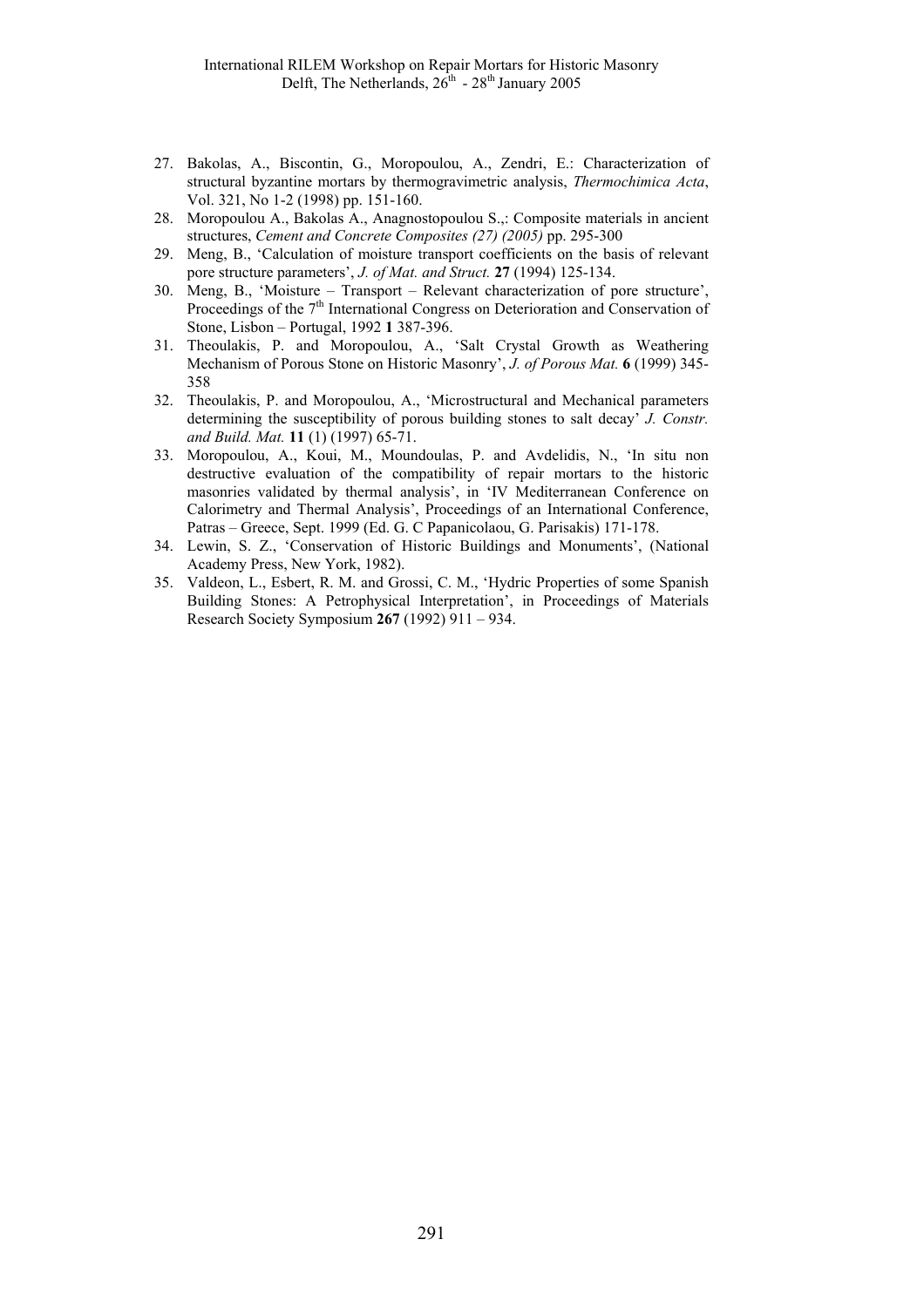27. Bakolas, A., Biscontin, G., Moropoulou, A., Zendri, E.: Characterization of structural byzantine mortars by thermogravimetric analysis, *Thermochimica Acta*, Vol. 321, No 1-2 (1998) pp. 151-160.
28. Moropoulou A., Bakolas A., Anagnostopoulou S.,: Composite materials in ancient structures, *Cement and Concrete Composites (27) (2005)* pp. 295-300
29. Meng, B., 'Calculation of moisture transport coefficients on the basis of relevant pore structure parameters', *J. of Mat. and Struct.* **27** (1994) 125-134.
30. Meng, B., 'Moisture – Transport – Relevant characterization of pore structure', Proceedings of the 7th International Congress on Deterioration and Conservation of Stone, Lisbon – Portugal, 1992 **1** 387-396.
31. Theoulakis, P. and Moropoulou, A., 'Salt Crystal Growth as Weathering Mechanism of Porous Stone on Historic Masonry', *J. of Porous Mat.* **6** (1999) 345-358
32. Theoulakis, P. and Moropoulou, A., 'Microstructural and Mechanical parameters determining the susceptibility of porous building stones to salt decay' *J. Constr. and Build. Mat.* **11** (1) (1997) 65-71.
33. Moropoulou, A., Koui, M., Moundoulas, P. and Avdelidis, N., 'In situ non destructive evaluation of the compatibility of repair mortars to the historic masonries validated by thermal analysis', in 'IV Mediterranean Conference on Calorimetry and Thermal Analysis', Proceedings of an International Conference, Patras – Greece, Sept. 1999 (Ed. G. C Papanicolaou, G. Parisakis) 171-178.
34. Lewin, S. Z., 'Conservation of Historic Buildings and Monuments', (National Academy Press, New York, 1982).
35. Valdeon, L., Esbert, R. M. and Grossi, C. M., 'Hydric Properties of some Spanish Building Stones: A Petrophysical Interpretation', in Proceedings of Materials Research Society Symposium **267** (1992) 911 – 934.